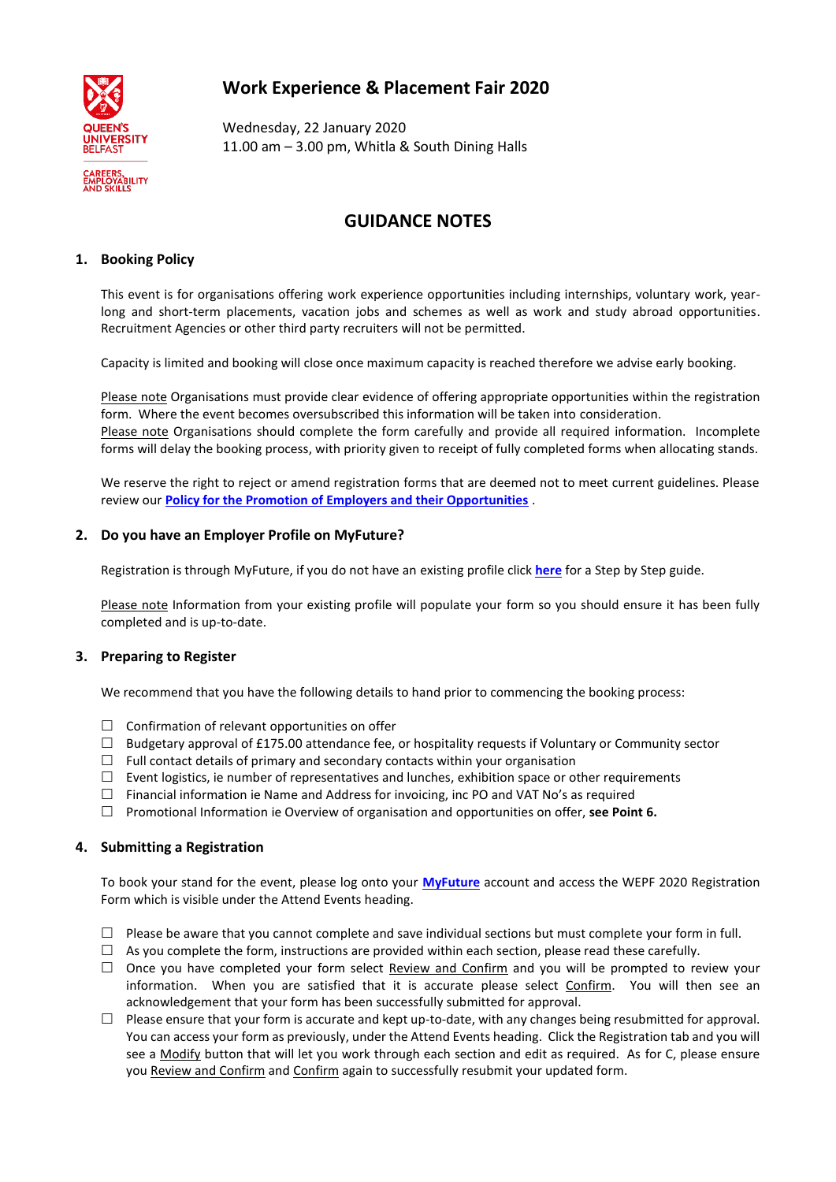# Work Experience & Placement Fair 2020

Wednesday, 22 January 2020
11.00 am – 3.00 pm, Whitla & South Dining Halls

## GUIDANCE NOTES

### 1. Booking Policy

This event is for organisations offering work experience opportunities including internships, voluntary work, year-long and short-term placements, vacation jobs and schemes as well as work and study abroad opportunities. Recruitment Agencies or other third party recruiters will not be permitted.

Capacity is limited and booking will close once maximum capacity is reached therefore we advise early booking.

Please note Organisations must provide clear evidence of offering appropriate opportunities within the registration form. Where the event becomes oversubscribed this information will be taken into consideration.
Please note Organisations should complete the form carefully and provide all required information. Incomplete forms will delay the booking process, with priority given to receipt of fully completed forms when allocating stands.

We reserve the right to reject or amend registration forms that are deemed not to meet current guidelines. Please review our **Policy for the Promotion of Employers and their Opportunities** .

### 2. Do you have an Employer Profile on MyFuture?

Registration is through MyFuture, if you do not have an existing profile click **here** for a Step by Step guide.

Please note Information from your existing profile will populate your form so you should ensure it has been fully completed and is up-to-date.

### 3. Preparing to Register

We recommend that you have the following details to hand prior to commencing the booking process:

- ☐ Confirmation of relevant opportunities on offer
- ☐ Budgetary approval of £175.00 attendance fee, or hospitality requests if Voluntary or Community sector
- ☐ Full contact details of primary and secondary contacts within your organisation
- ☐ Event logistics, ie number of representatives and lunches, exhibition space or other requirements
- ☐ Financial information ie Name and Address for invoicing, inc PO and VAT No's as required
- ☐ Promotional Information ie Overview of organisation and opportunities on offer, **see Point 6.**

### 4. Submitting a Registration

To book your stand for the event, please log onto your **MyFuture** account and access the WEPF 2020 Registration Form which is visible under the Attend Events heading.

- ☐ Please be aware that you cannot complete and save individual sections but must complete your form in full.
- ☐ As you complete the form, instructions are provided within each section, please read these carefully.
- ☐ Once you have completed your form select Review and Confirm and you will be prompted to review your information. When you are satisfied that it is accurate please select Confirm. You will then see an acknowledgement that your form has been successfully submitted for approval.
- ☐ Please ensure that your form is accurate and kept up-to-date, with any changes being resubmitted for approval. You can access your form as previously, under the Attend Events heading. Click the Registration tab and you will see a Modify button that will let you work through each section and edit as required. As for C, please ensure you Review and Confirm and Confirm again to successfully resubmit your updated form.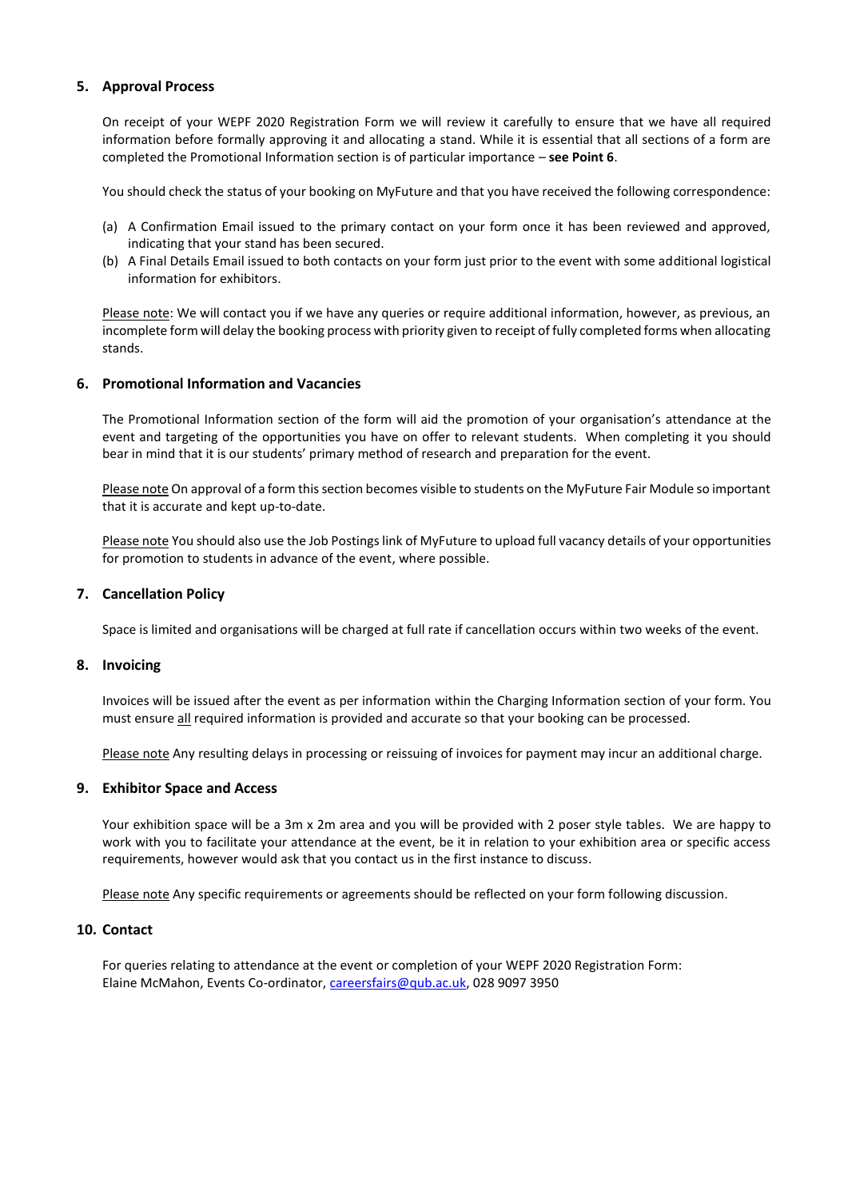## 5. Approval Process

On receipt of your WEPF 2020 Registration Form we will review it carefully to ensure that we have all required information before formally approving it and allocating a stand. While it is essential that all sections of a form are completed the Promotional Information section is of particular importance – **see Point 6**.

You should check the status of your booking on MyFuture and that you have received the following correspondence:

(a) A Confirmation Email issued to the primary contact on your form once it has been reviewed and approved, indicating that your stand has been secured.
(b) A Final Details Email issued to both contacts on your form just prior to the event with some additional logistical information for exhibitors.

Please note: We will contact you if we have any queries or require additional information, however, as previous, an incomplete form will delay the booking process with priority given to receipt of fully completed forms when allocating stands.

## 6. Promotional Information and Vacancies

The Promotional Information section of the form will aid the promotion of your organisation's attendance at the event and targeting of the opportunities you have on offer to relevant students. When completing it you should bear in mind that it is our students' primary method of research and preparation for the event.

Please note On approval of a form this section becomes visible to students on the MyFuture Fair Module so important that it is accurate and kept up-to-date.

Please note You should also use the Job Postings link of MyFuture to upload full vacancy details of your opportunities for promotion to students in advance of the event, where possible.

## 7. Cancellation Policy

Space is limited and organisations will be charged at full rate if cancellation occurs within two weeks of the event.

## 8. Invoicing

Invoices will be issued after the event as per information within the Charging Information section of your form. You must ensure all required information is provided and accurate so that your booking can be processed.

Please note Any resulting delays in processing or reissuing of invoices for payment may incur an additional charge.

## 9. Exhibitor Space and Access

Your exhibition space will be a 3m x 2m area and you will be provided with 2 poser style tables. We are happy to work with you to facilitate your attendance at the event, be it in relation to your exhibition area or specific access requirements, however would ask that you contact us in the first instance to discuss.

Please note Any specific requirements or agreements should be reflected on your form following discussion.

## 10. Contact

For queries relating to attendance at the event or completion of your WEPF 2020 Registration Form:
Elaine McMahon, Events Co-ordinator, careersfairs@qub.ac.uk, 028 9097 3950